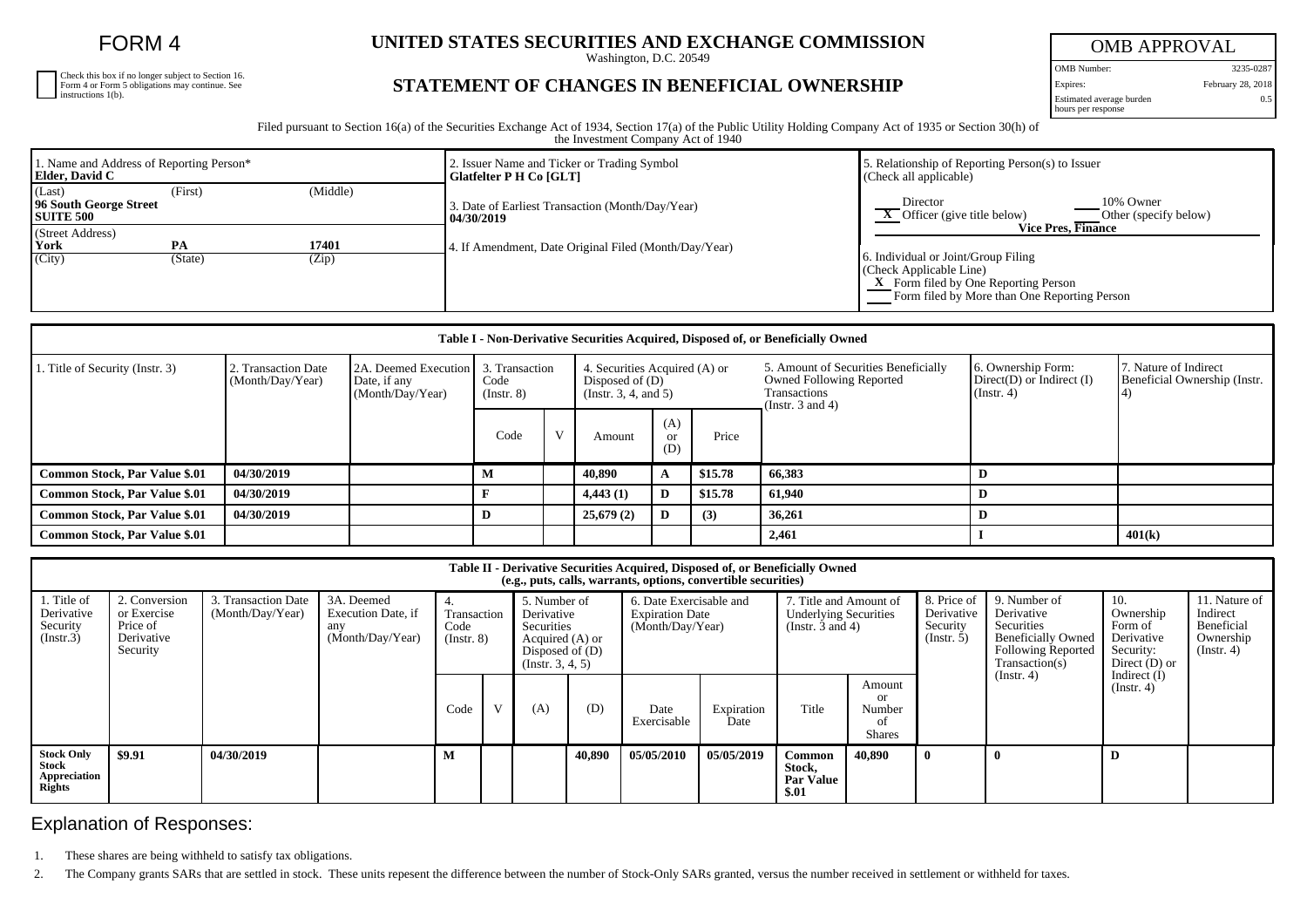# FORM 4

Check this box if no longer subject to Section 16. Form 4 or Form 5 obligations may continue. See instructions 1(b).

## UNITED STATES SECURITIES AND EXCHANGE COMMISSION

Washington, D.C. 20549

## STATEMENT OF CHANGES IN BENEFICIAL OWNERSHIP

| OMB APPROVAL | |
|---|---|
| OMB Number: | 3235-0287 |
| Expires: | February 28, 2018 |
| Estimated average burden hours per response | 0.5 |

Filed pursuant to Section 16(a) of the Securities Exchange Act of 1934, Section 17(a) of the Public Utility Holding Company Act of 1935 or Section 30(h) of the Investment Company Act of 1940

1. Name and Address of Reporting Person*
**Elder, David C**

(Last) (First) (Middle)
**96 South George Street**
**SUITE 500**

(Street Address)
**York** **PA** **17401**
(City) (State) (Zip)

2. Issuer Name and Ticker or Trading Symbol
**Glatfelter P H Co [GLT]**

3. Date of Earliest Transaction (Month/Day/Year)
**04/30/2019**

4. If Amendment, Date Original Filed (Month/Day/Year)

5. Relationship of Reporting Person(s) to Issuer (Check all applicable)
___ Director ___ 10% Owner
X Officer (give title below) ___ Other (specify below)
**Vice Pres, Finance**

6. Individual or Joint/Group Filing (Check Applicable Line)
X Form filed by One Reporting Person
___ Form filed by More than One Reporting Person

| Table I - Non-Derivative Securities Acquired, Disposed of, or Beneficially Owned | | | | | | | | | | |
|---|---|---|---|---|---|---|---|---|---|---|
| 1. Title of Security (Instr. 3) | 2. Transaction Date (Month/Day/Year) | 2A. Deemed Execution Date, if any (Month/Day/Year) | 3. Transaction Code (Instr. 8) | | 4. Securities Acquired (A) or Disposed of (D) (Instr. 3, 4, and 5) | | | 5. Amount of Securities Beneficially Owned Following Reported Transactions (Instr. 3 and 4) | 6. Ownership Form: Direct(D) or Indirect (I) (Instr. 4) | 7. Nature of Indirect Beneficial Ownership (Instr. 4) |
| | | | Code | V | Amount | (A) or (D) | Price | | | |
| **Common Stock, Par Value $.01** | **04/30/2019** | | **M** | | **40,890** | **A** | **$15.78** | **66,383** | **D** | |
| **Common Stock, Par Value $.01** | **04/30/2019** | | **F** | | **4,443 (1)** | **D** | **$15.78** | **61,940** | **D** | |
| **Common Stock, Par Value $.01** | **04/30/2019** | | **D** | | **25,679 (2)** | **D** | **(3)** | **36,261** | **D** | |
| **Common Stock, Par Value $.01** | | | | | | | | **2,461** | **I** | **401(k)** |

| Table II - Derivative Securities Acquired, Disposed of, or Beneficially Owned (e.g., puts, calls, warrants, options, convertible securities) | | | | | | | | | | | | | | | |
|---|---|---|---|---|---|---|---|---|---|---|---|---|---|---|---|
| 1. Title of Derivative Security (Instr.3) | 2. Conversion or Exercise Price of Derivative Security | 3. Transaction Date (Month/Day/Year) | 3A. Deemed Execution Date, if any (Month/Day/Year) | 4. Transaction Code (Instr. 8) | | 5. Number of Derivative Securities Acquired (A) or Disposed of (D) (Instr. 3, 4, 5) | | 6. Date Exercisable and Expiration Date (Month/Day/Year) | | 7. Title and Amount of Underlying Securities (Instr. 3 and 4) | | 8. Price of Derivative Security (Instr. 5) | 9. Number of Derivative Securities Beneficially Owned Following Reported Transaction(s) (Instr. 4) | 10. Ownership Form of Derivative Security: Direct (D) or Indirect (I) (Instr. 4) | 11. Nature of Indirect Beneficial Ownership (Instr. 4) |
| | | | | Code | V | (A) | (D) | Date Exercisable | Expiration Date | Title | Amount or Number of Shares | | | | |
| **Stock Only Stock Appreciation Rights** | **$9.91** | **04/30/2019** | | **M** | | | **40,890** | **05/05/2010** | **05/05/2019** | **Common Stock, Par Value $.01** | **40,890** | **0** | **0** | **D** | |

## Explanation of Responses:

1. These shares are being withheld to satisfy tax obligations.
2. The Company grants SARs that are settled in stock. These units repesent the difference between the number of Stock-Only SARs granted, versus the number received in settlement or withheld for taxes.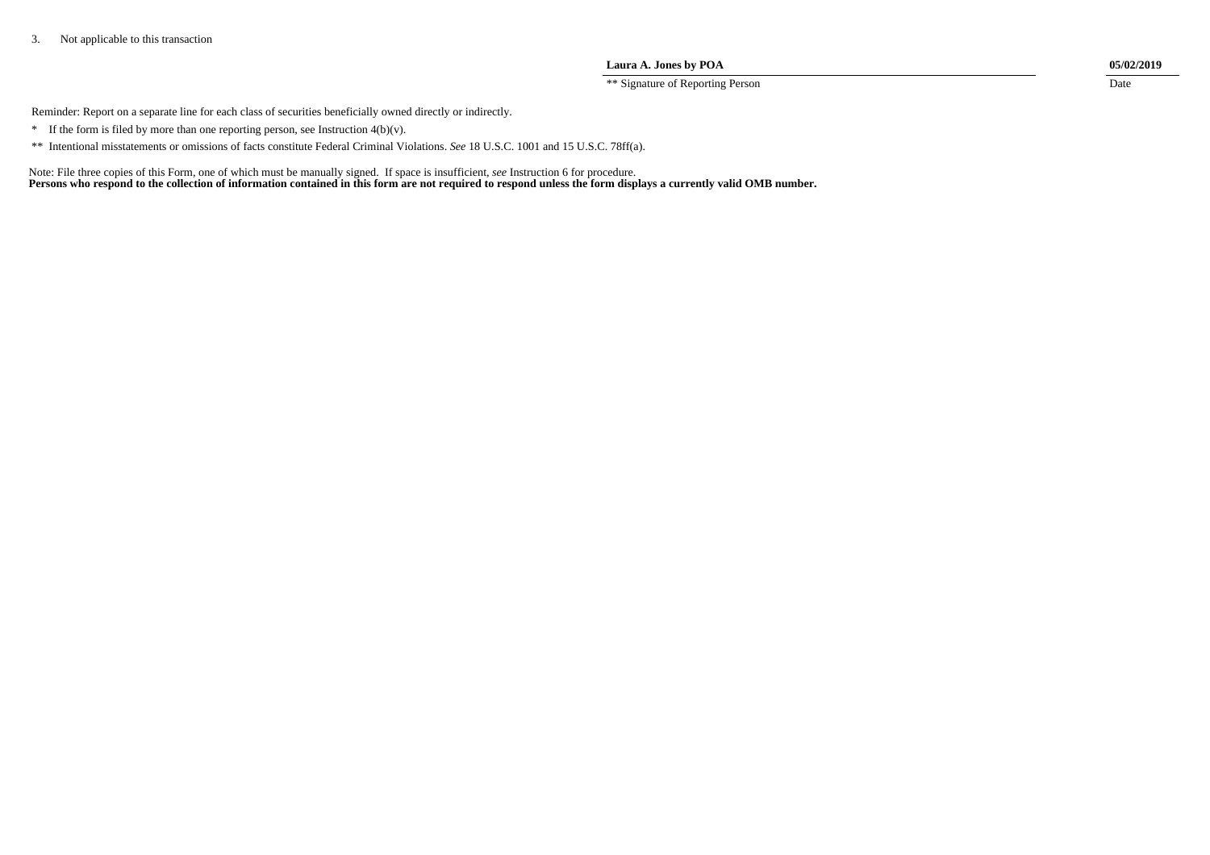3. Not applicable to this transaction

| | |
|---|---|
| **Laura A. Jones by POA** | **05/02/2019** |
| ** Signature of Reporting Person | Date |

Reminder: Report on a separate line for each class of securities beneficially owned directly or indirectly.

* If the form is filed by more than one reporting person, see Instruction 4(b)(v).

** Intentional misstatements or omissions of facts constitute Federal Criminal Violations. *See* 18 U.S.C. 1001 and 15 U.S.C. 78ff(a).

Note: File three copies of this Form, one of which must be manually signed. If space is insufficient, *see* Instruction 6 for procedure.
**Persons who respond to the collection of information contained in this form are not required to respond unless the form displays a currently valid OMB number.**